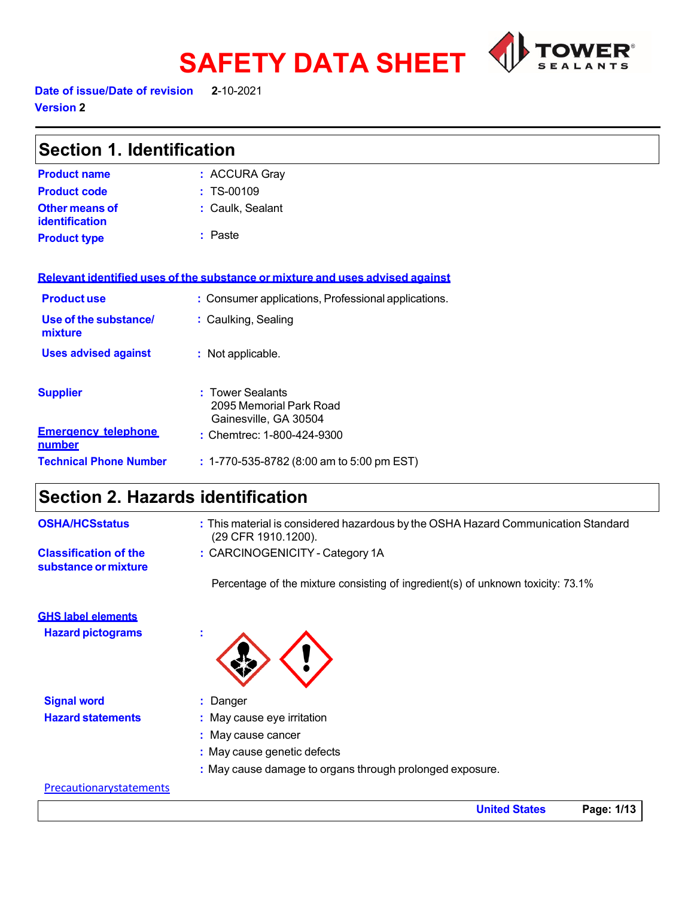# SAFETY DATA SHEET

**Date of issue/Date of revision** 2-10-2021

**Version 2**

## Section 1. Identification

**Product name** : ACCURA Gray

**Product code** : TS-00109

**Other means of identification** : Caulk, Sealant

**Product type** : Paste

**Relevant identified uses of the substance or mixture and uses advised against**

**Product use** : Consumer applications, Professional applications.

**Use of the substance/ mixture** : Caulking, Sealing

**Uses advised against** : Not applicable.

**Supplier** : Tower Sealants
2095 Memorial Park Road
Gainesville, GA 30504

**Emergency telephone number** : Chemtrec: 1-800-424-9300

**Technical Phone Number** : 1-770-535-8782 (8:00 am to 5:00 pm EST)

## Section 2. Hazards identification

**OSHA/HCSstatus** : This material is considered hazardous by the OSHA Hazard Communication Standard (29 CFR 1910.1200).

**Classification of the substance or mixture** : CARCINOGENICITY - Category 1A

Percentage of the mixture consisting of ingredient(s) of unknown toxicity: 73.1%

**GHS label elements**

**Hazard pictograms** :

**Signal word** : Danger

**Hazard statements** : May cause eye irritation
: May cause cancer
: May cause genetic defects
: May cause damage to organs through prolonged exposure.

**Precautionarystatements**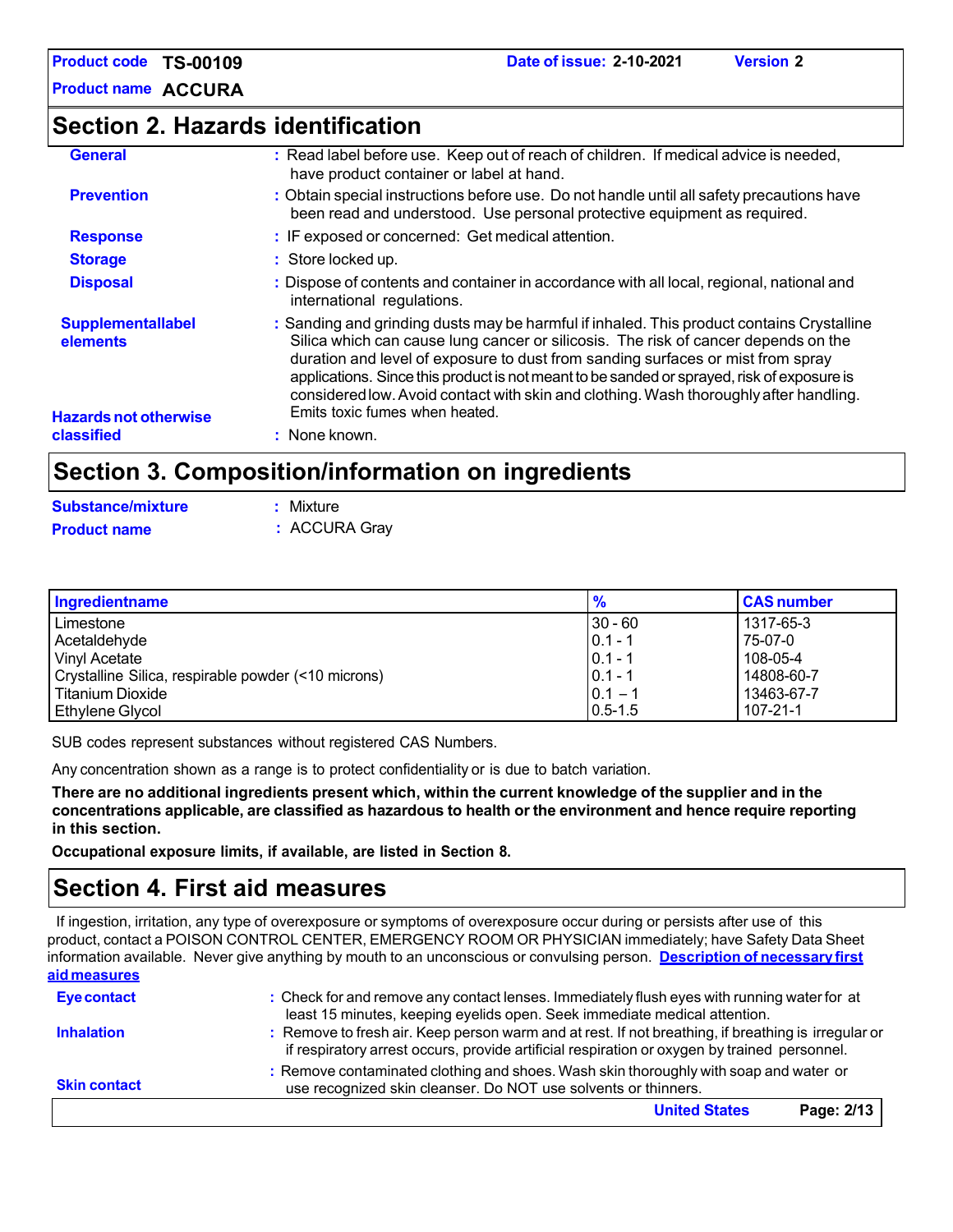## Section 2. Hazards identification

**General** : Read label before use. Keep out of reach of children. If medical advice is needed, have product container or label at hand.

**Prevention** : Obtain special instructions before use. Do not handle until all safety precautions have been read and understood. Use personal protective equipment as required.

**Response** : IF exposed or concerned: Get medical attention.

**Storage** : Store locked up.

**Disposal** : Dispose of contents and container in accordance with all local, regional, national and international regulations.

**Supplementallabel elements** : Sanding and grinding dusts may be harmful if inhaled. This product contains Crystalline Silica which can cause lung cancer or silicosis. The risk of cancer depends on the duration and level of exposure to dust from sanding surfaces or mist from spray applications. Since this product is not meant to be sanded or sprayed, risk of exposure is considered low. Avoid contact with skin and clothing. Wash thoroughly after handling. Emits toxic fumes when heated.

**Hazards not otherwise classified** : None known.

## Section 3. Composition/information on ingredients

**Substance/mixture** : Mixture

**Product name** : ACCURA Gray

| Ingredientname | % | CAS number |
|---|---|---|
| Limestone | 30 - 60 | 1317-65-3 |
| Acetaldehyde | 0.1 - 1 | 75-07-0 |
| Vinyl Acetate | 0.1 - 1 | 108-05-4 |
| Crystalline Silica, respirable powder (<10 microns) | 0.1 - 1 | 14808-60-7 |
| Titanium Dioxide | 0.1 – 1 | 13463-67-7 |
| Ethylene Glycol | 0.5-1.5 | 107-21-1 |

SUB codes represent substances without registered CAS Numbers.

Any concentration shown as a range is to protect confidentiality or is due to batch variation.

**There are no additional ingredients present which, within the current knowledge of the supplier and in the concentrations applicable, are classified as hazardous to health or the environment and hence require reporting in this section.**

**Occupational exposure limits, if available, are listed in Section 8.**

## Section 4. First aid measures

If ingestion, irritation, any type of overexposure or symptoms of overexposure occur during or persists after use of this product, contact a POISON CONTROL CENTER, EMERGENCY ROOM OR PHYSICIAN immediately; have Safety Data Sheet information available. Never give anything by mouth to an unconscious or convulsing person. **Description of necessary first aid measures**

**Eye contact** : Check for and remove any contact lenses. Immediately flush eyes with running water for at least 15 minutes, keeping eyelids open. Seek immediate medical attention.

**Inhalation** : Remove to fresh air. Keep person warm and at rest. If not breathing, if breathing is irregular or if respiratory arrest occurs, provide artificial respiration or oxygen by trained personnel.

**Skin contact** : Remove contaminated clothing and shoes. Wash skin thoroughly with soap and water or use recognized skin cleanser. Do NOT use solvents or thinners.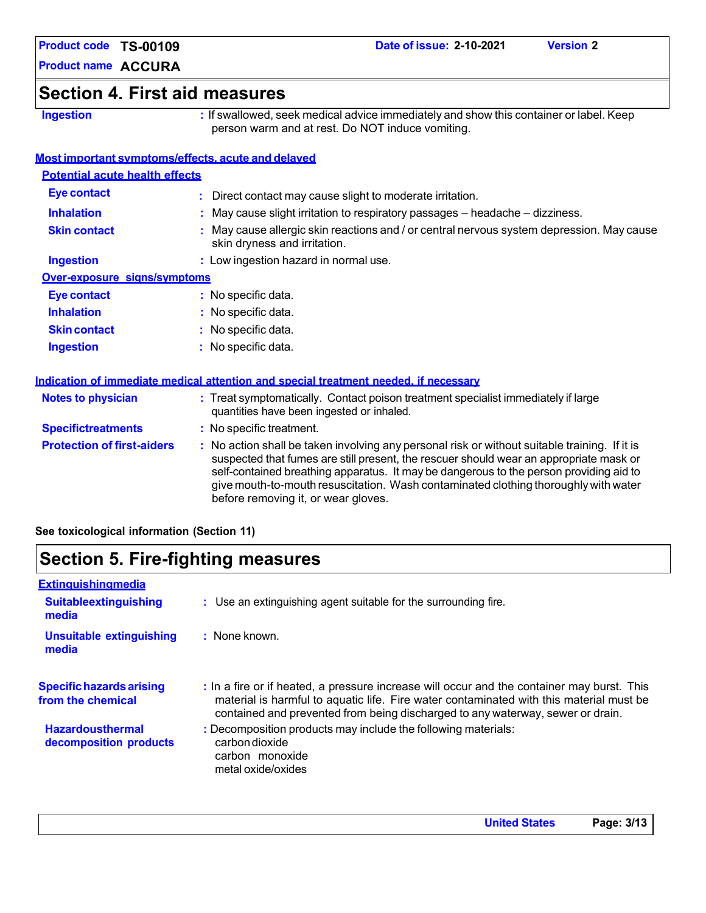## Section 4. First aid measures

**Ingestion** : If swallowed, seek medical advice immediately and show this container or label. Keep person warm and at rest. Do NOT induce vomiting.

### Most important symptoms/effects, acute and delayed

#### Potential acute health effects

**Eye contact** : Direct contact may cause slight to moderate irritation.

**Inhalation** : May cause slight irritation to respiratory passages – headache – dizziness.

**Skin contact** : May cause allergic skin reactions and / or central nervous system depression. May cause skin dryness and irritation.

**Ingestion** : Low ingestion hazard in normal use.

#### Over-exposure signs/symptoms

**Eye contact** : No specific data.

**Inhalation** : No specific data.

**Skin contact** : No specific data.

**Ingestion** : No specific data.

### Indication of immediate medical attention and special treatment needed, if necessary

**Notes to physician** : Treat symptomatically. Contact poison treatment specialist immediately if large quantities have been ingested or inhaled.

**Specifictreatments** : No specific treatment.

**Protection of first-aiders** : No action shall be taken involving any personal risk or without suitable training. If it is suspected that fumes are still present, the rescuer should wear an appropriate mask or self-contained breathing apparatus. It may be dangerous to the person providing aid to give mouth-to-mouth resuscitation. Wash contaminated clothing thoroughly with water before removing it, or wear gloves.

**See toxicological information (Section 11)**

## Section 5. Fire-fighting measures

### Extinguishingmedia

**Suitableextinguishing media** : Use an extinguishing agent suitable for the surrounding fire.

**Unsuitable extinguishing media** : None known.

**Specific hazards arising from the chemical** : In a fire or if heated, a pressure increase will occur and the container may burst. This material is harmful to aquatic life. Fire water contaminated with this material must be contained and prevented from being discharged to any waterway, sewer or drain.

**Hazardousthermal decomposition products** : Decomposition products may include the following materials:
carbon dioxide
carbon monoxide
metal oxide/oxides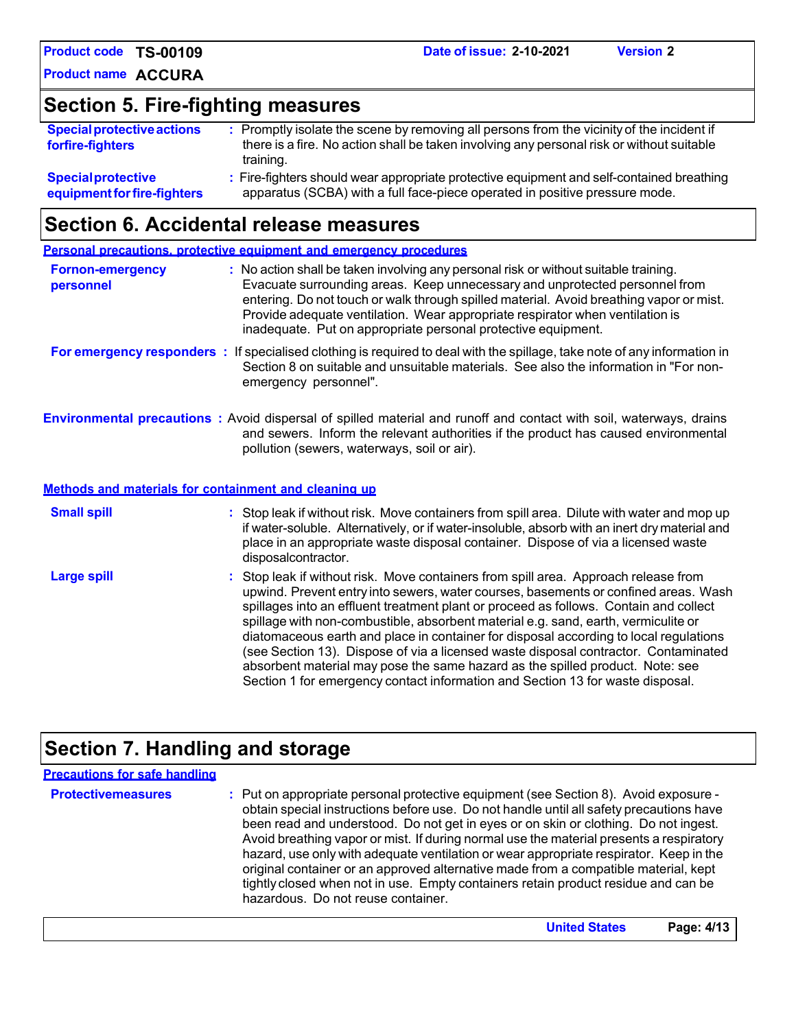## Section 5. Fire-fighting measures

**Special protective actions for fire-fighters** : Promptly isolate the scene by removing all persons from the vicinity of the incident if there is a fire. No action shall be taken involving any personal risk or without suitable training.

**Special protective equipment for fire-fighters** : Fire-fighters should wear appropriate protective equipment and self-contained breathing apparatus (SCBA) with a full face-piece operated in positive pressure mode.

## Section 6. Accidental release measures

### Personal precautions, protective equipment and emergency procedures

**For non-emergency personnel** : No action shall be taken involving any personal risk or without suitable training. Evacuate surrounding areas. Keep unnecessary and unprotected personnel from entering. Do not touch or walk through spilled material. Avoid breathing vapor or mist. Provide adequate ventilation. Wear appropriate respirator when ventilation is inadequate. Put on appropriate personal protective equipment.

**For emergency responders** : If specialised clothing is required to deal with the spillage, take note of any information in Section 8 on suitable and unsuitable materials. See also the information in "For non-emergency personnel".

**Environmental precautions** : Avoid dispersal of spilled material and runoff and contact with soil, waterways, drains and sewers. Inform the relevant authorities if the product has caused environmental pollution (sewers, waterways, soil or air).

### Methods and materials for containment and cleaning up

**Small spill** : Stop leak if without risk. Move containers from spill area. Dilute with water and mop up if water-soluble. Alternatively, or if water-insoluble, absorb with an inert dry material and place in an appropriate waste disposal container. Dispose of via a licensed waste disposalcontractor.

**Large spill** : Stop leak if without risk. Move containers from spill area. Approach release from upwind. Prevent entry into sewers, water courses, basements or confined areas. Wash spillages into an effluent treatment plant or proceed as follows. Contain and collect spillage with non-combustible, absorbent material e.g. sand, earth, vermiculite or diatomaceous earth and place in container for disposal according to local regulations (see Section 13). Dispose of via a licensed waste disposal contractor. Contaminated absorbent material may pose the same hazard as the spilled product. Note: see Section 1 for emergency contact information and Section 13 for waste disposal.

## Section 7. Handling and storage

### Precautions for safe handling

**Protective measures** : Put on appropriate personal protective equipment (see Section 8). Avoid exposure - obtain special instructions before use. Do not handle until all safety precautions have been read and understood. Do not get in eyes or on skin or clothing. Do not ingest. Avoid breathing vapor or mist. If during normal use the material presents a respiratory hazard, use only with adequate ventilation or wear appropriate respirator. Keep in the original container or an approved alternative made from a compatible material, kept tightly closed when not in use. Empty containers retain product residue and can be hazardous. Do not reuse container.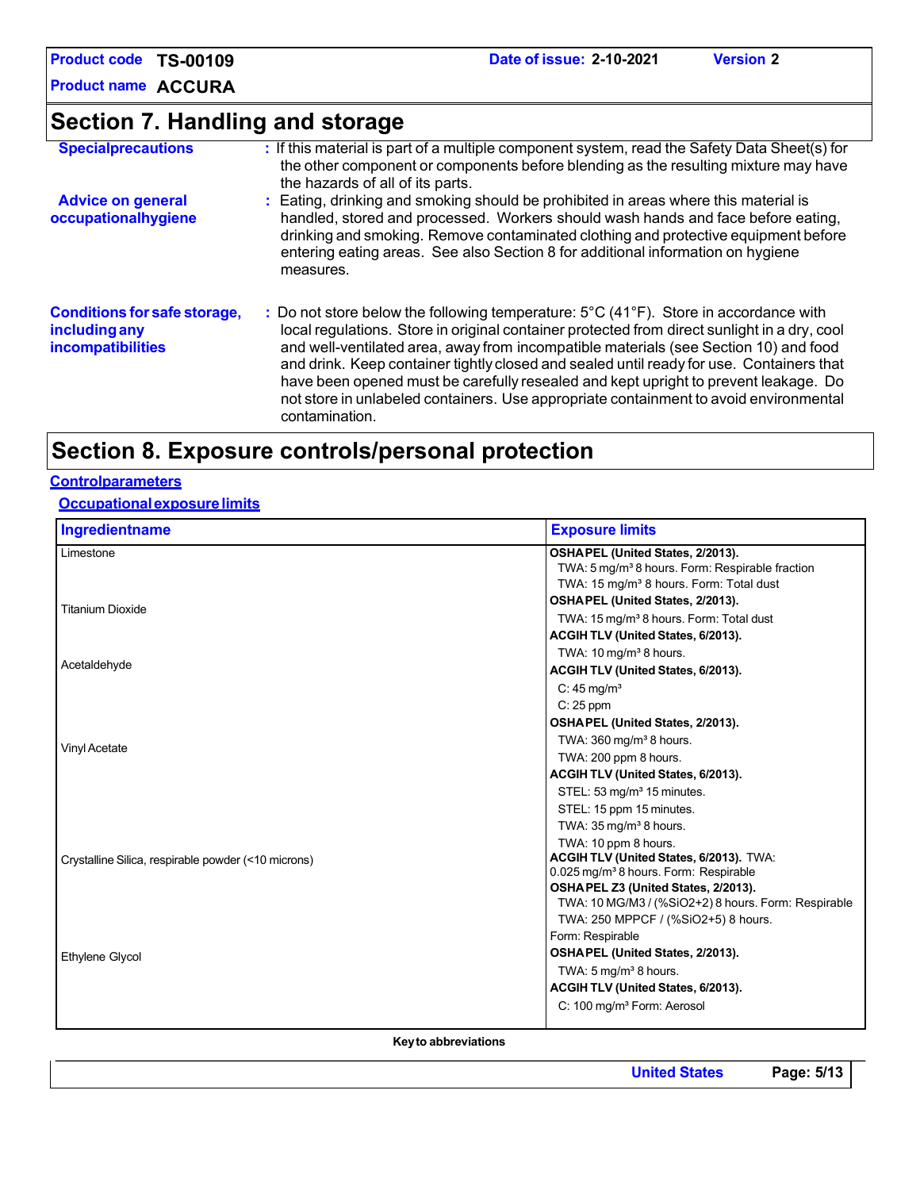## Section 7. Handling and storage

**Specialprecautions** : If this material is part of a multiple component system, read the Safety Data Sheet(s) for the other component or components before blending as the resulting mixture may have the hazards of all of its parts.

**Advice on general occupationalhygiene** : Eating, drinking and smoking should be prohibited in areas where this material is handled, stored and processed. Workers should wash hands and face before eating, drinking and smoking. Remove contaminated clothing and protective equipment before entering eating areas. See also Section 8 for additional information on hygiene measures.

**Conditions for safe storage, including any incompatibilities** : Do not store below the following temperature: 5°C (41°F). Store in accordance with local regulations. Store in original container protected from direct sunlight in a dry, cool and well-ventilated area, away from incompatible materials (see Section 10) and food and drink. Keep container tightly closed and sealed until ready for use. Containers that have been opened must be carefully resealed and kept upright to prevent leakage. Do not store in unlabeled containers. Use appropriate containment to avoid environmental contamination.

## Section 8. Exposure controls/personal protection

**Controlparameters**

**Occupationalexposure limits**

| Ingredientname | Exposure limits |
|---|---|
| Limestone | **OSHAPEL (United States, 2/2013).**<br>TWA: 5 mg/m³ 8 hours. Form: Respirable fraction<br>TWA: 15 mg/m³ 8 hours. Form: Total dust |
| Titanium Dioxide | **OSHAPEL (United States, 2/2013).**<br>TWA: 15 mg/m³ 8 hours. Form: Total dust<br>**ACGIH TLV (United States, 6/2013).**<br>TWA: 10 mg/m³ 8 hours. |
| Acetaldehyde | **ACGIH TLV (United States, 6/2013).**<br>C: 45 mg/m³<br>C: 25 ppm<br>**OSHAPEL (United States, 2/2013).**<br>TWA: 360 mg/m³ 8 hours.<br>TWA: 200 ppm 8 hours. |
| Vinyl Acetate | **ACGIH TLV (United States, 6/2013).**<br>STEL: 53 mg/m³ 15 minutes.<br>STEL: 15 ppm 15 minutes.<br>TWA: 35 mg/m³ 8 hours.<br>TWA: 10 ppm 8 hours. |
| Crystalline Silica, respirable powder (<10 microns) | **ACGIH TLV (United States, 6/2013).** TWA: 0.025 mg/m³ 8 hours. Form: Respirable<br>**OSHAPEL Z3 (United States, 2/2013).**<br>TWA: 10 MG/M3 / (%SiO2+2) 8 hours. Form: Respirable<br>TWA: 250 MPPCF / (%SiO2+5) 8 hours. Form: Respirable |
| Ethylene Glycol | **OSHAPEL (United States, 2/2013).**<br>TWA: 5 mg/m³ 8 hours.<br>**ACGIH TLV (United States, 6/2013).**<br>C: 100 mg/m³ Form: Aerosol |

**Keyto abbreviations**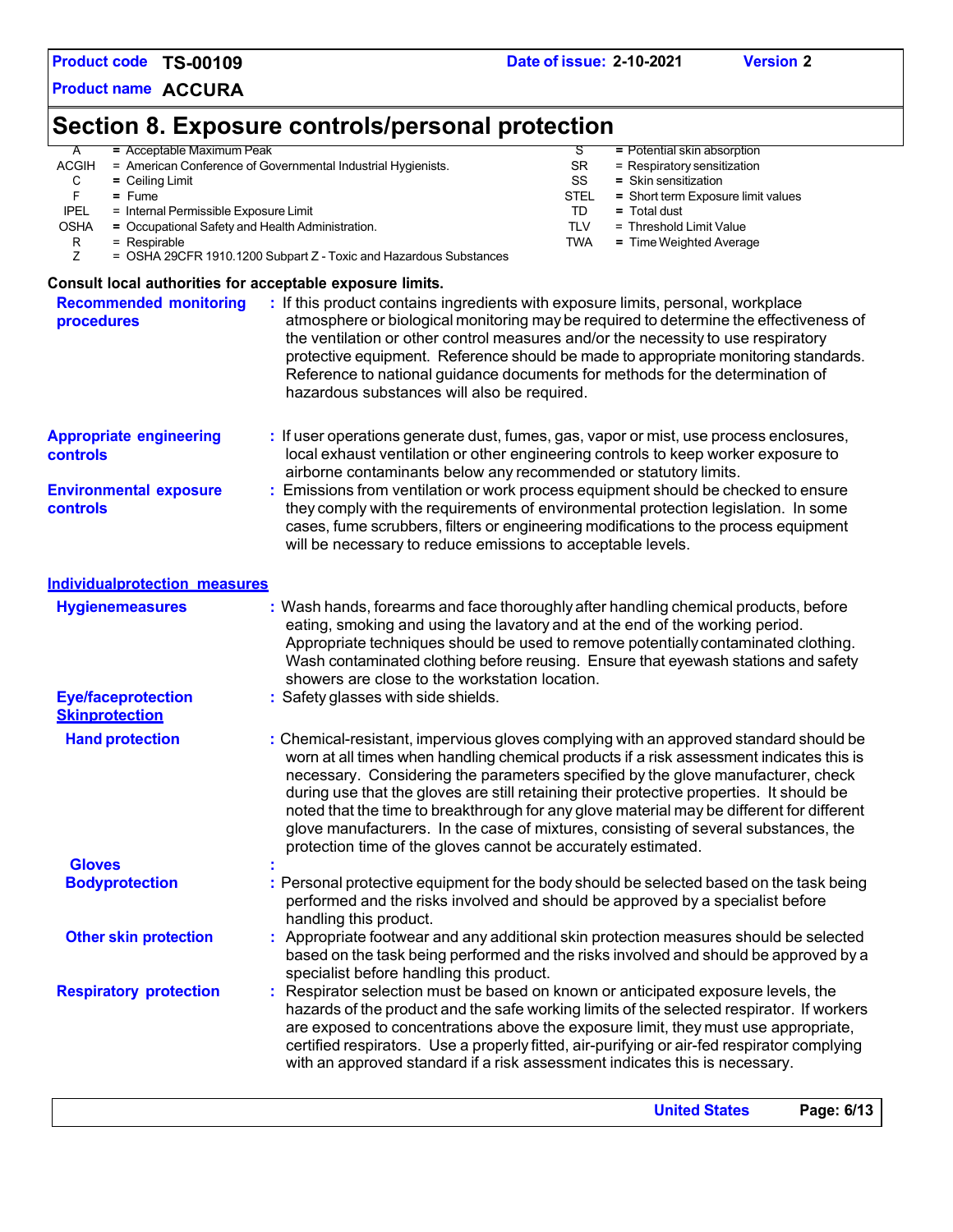## Section 8. Exposure controls/personal protection

| | | | |
|---|---|---|---|
| A | = Acceptable Maximum Peak | S | = Potential skin absorption |
| ACGIH | = American Conference of Governmental Industrial Hygienists. | SR | = Respiratory sensitization |
| C | = Ceiling Limit | SS | = Skin sensitization |
| F | = Fume | STEL | = Short term Exposure limit values |
| IPEL | = Internal Permissible Exposure Limit | TD | = Total dust |
| OSHA | = Occupational Safety and Health Administration. | TLV | = Threshold Limit Value |
| R | = Respirable | TWA | = Time Weighted Average |
| Z | = OSHA 29CFR 1910.1200 Subpart Z - Toxic and Hazardous Substances | | |

**Consult local authorities for acceptable exposure limits.**

**Recommended monitoring procedures** : If this product contains ingredients with exposure limits, personal, workplace atmosphere or biological monitoring may be required to determine the effectiveness of the ventilation or other control measures and/or the necessity to use respiratory protective equipment. Reference should be made to appropriate monitoring standards. Reference to national guidance documents for methods for the determination of hazardous substances will also be required.

**Appropriate engineering controls** : If user operations generate dust, fumes, gas, vapor or mist, use process enclosures, local exhaust ventilation or other engineering controls to keep worker exposure to airborne contaminants below any recommended or statutory limits.

**Environmental exposure controls** : Emissions from ventilation or work process equipment should be checked to ensure they comply with the requirements of environmental protection legislation. In some cases, fume scrubbers, filters or engineering modifications to the process equipment will be necessary to reduce emissions to acceptable levels.

### Individualprotection measures

**Hygienemeasures** : Wash hands, forearms and face thoroughly after handling chemical products, before eating, smoking and using the lavatory and at the end of the working period. Appropriate techniques should be used to remove potentially contaminated clothing. Wash contaminated clothing before reusing. Ensure that eyewash stations and safety showers are close to the workstation location.

**Eye/faceprotection** : Safety glasses with side shields.

**Skinprotection**

**Hand protection** : Chemical-resistant, impervious gloves complying with an approved standard should be worn at all times when handling chemical products if a risk assessment indicates this is necessary. Considering the parameters specified by the glove manufacturer, check during use that the gloves are still retaining their protective properties. It should be noted that the time to breakthrough for any glove material may be different for different glove manufacturers. In the case of mixtures, consisting of several substances, the protection time of the gloves cannot be accurately estimated.

**Gloves** :

**Bodyprotection** : Personal protective equipment for the body should be selected based on the task being performed and the risks involved and should be approved by a specialist before handling this product.

**Other skin protection** : Appropriate footwear and any additional skin protection measures should be selected based on the task being performed and the risks involved and should be approved by a specialist before handling this product.

**Respiratory protection** : Respirator selection must be based on known or anticipated exposure levels, the hazards of the product and the safe working limits of the selected respirator. If workers are exposed to concentrations above the exposure limit, they must use appropriate, certified respirators. Use a properly fitted, air-purifying or air-fed respirator complying with an approved standard if a risk assessment indicates this is necessary.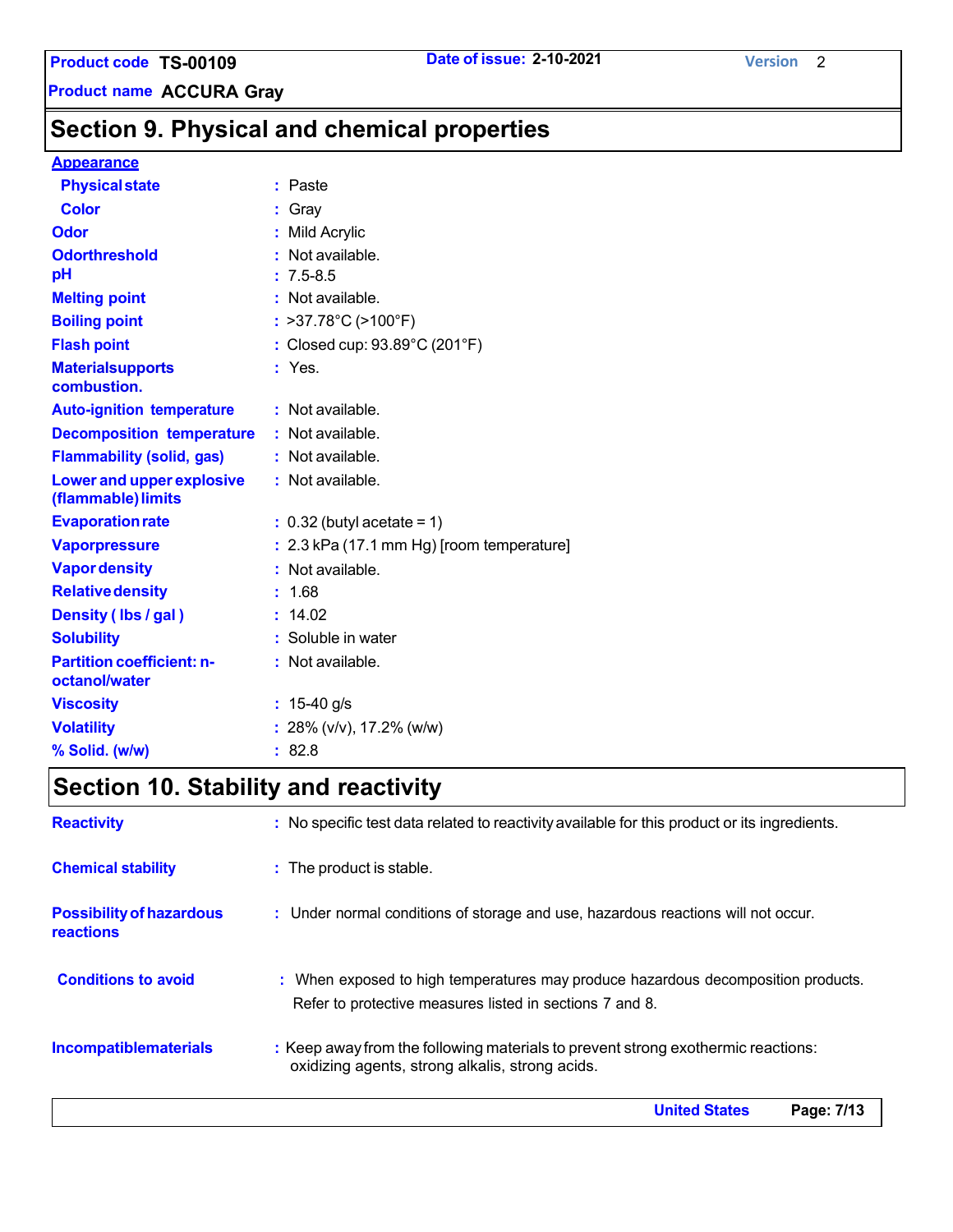## Section 9. Physical and chemical properties

**Appearance**

| | | |
|---|---|---|
| **Physical state** | : | Paste |
| **Color** | : | Gray |
| **Odor** | : | Mild Acrylic |
| **Odorthreshold** | : | Not available. |
| **pH** | : | 7.5-8.5 |
| **Melting point** | : | Not available. |
| **Boiling point** | : | >37.78°C (>100°F) |
| **Flash point** | : | Closed cup: 93.89°C (201°F) |
| **Materialsupports combustion.** | : | Yes. |
| **Auto-ignition temperature** | : | Not available. |
| **Decomposition temperature** | : | Not available. |
| **Flammability (solid, gas)** | : | Not available. |
| **Lower and upper explosive (flammable) limits** | : | Not available. |
| **Evaporation rate** | : | 0.32 (butyl acetate = 1) |
| **Vaporpressure** | : | 2.3 kPa (17.1 mm Hg) [room temperature] |
| **Vapor density** | : | Not available. |
| **Relative density** | : | 1.68 |
| **Density ( lbs / gal )** | : | 14.02 |
| **Solubility** | : | Soluble in water |
| **Partition coefficient: n-octanol/water** | : | Not available. |
| **Viscosity** | : | 15-40 g/s |
| **Volatility** | : | 28% (v/v), 17.2% (w/w) |
| **% Solid. (w/w)** | : | 82.8 |

## Section 10. Stability and reactivity

| | | |
|---|---|---|
| **Reactivity** | : | No specific test data related to reactivity available for this product or its ingredients. |
| **Chemical stability** | : | The product is stable. |
| **Possibility of hazardous reactions** | : | Under normal conditions of storage and use, hazardous reactions will not occur. |
| **Conditions to avoid** | : | When exposed to high temperatures may produce hazardous decomposition products. Refer to protective measures listed in sections 7 and 8. |
| **Incompatiblematerials** | : | Keep away from the following materials to prevent strong exothermic reactions: oxidizing agents, strong alkalis, strong acids. |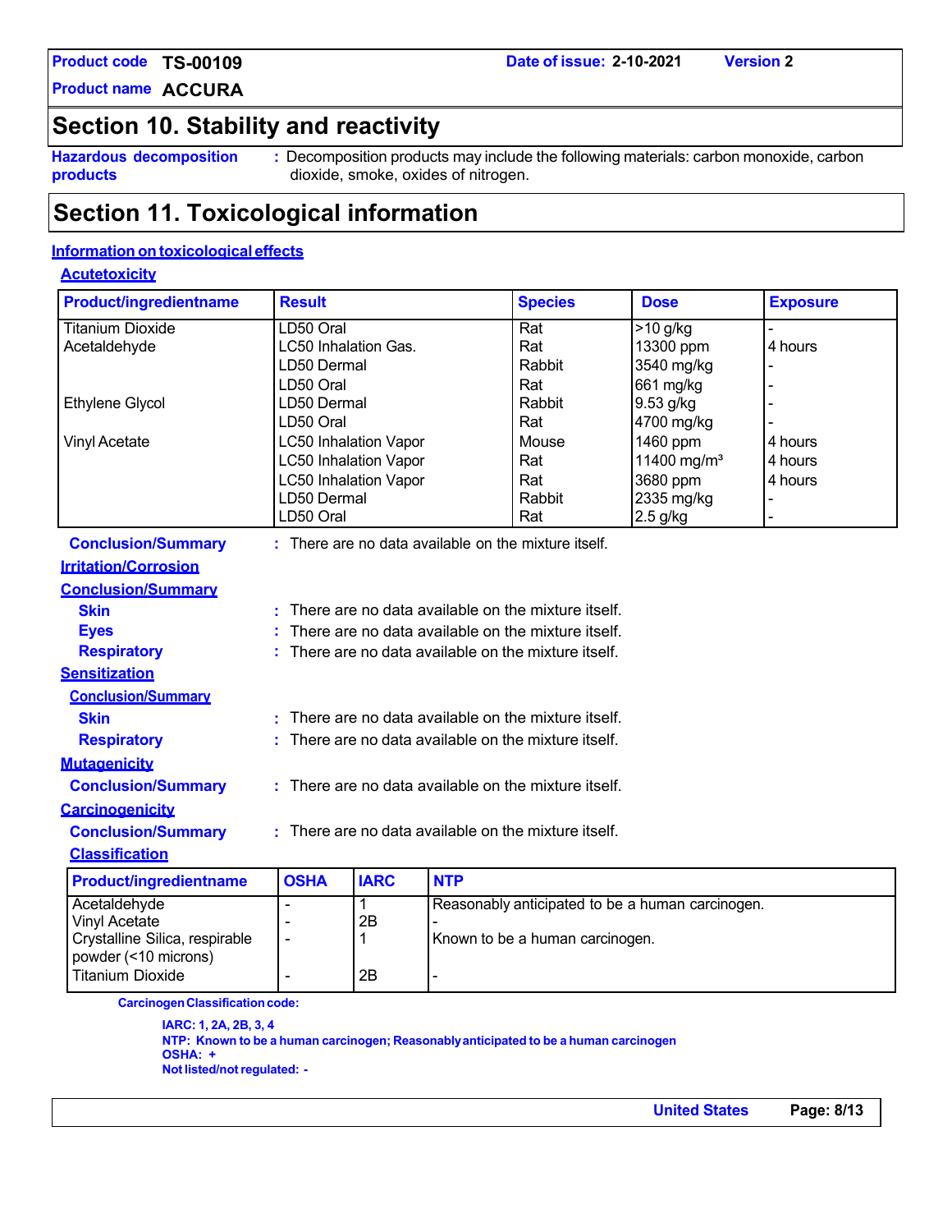**Product code** TS-00109 **Date of issue:** 2-10-2021 **Version** 2

**Product name** ACCURA

## Section 10. Stability and reactivity

**Hazardous decomposition products** : Decomposition products may include the following materials: carbon monoxide, carbon dioxide, smoke, oxides of nitrogen.

## Section 11. Toxicological information

### Information on toxicological effects

#### Acute toxicity

| Product/ingredient name | Result | Species | Dose | Exposure |
|---|---|---|---|---|
| Titanium Dioxide | LD50 Oral | Rat | >10 g/kg | - |
| Acetaldehyde | LC50 Inhalation Gas. | Rat | 13300 ppm | 4 hours |
| | LD50 Dermal | Rabbit | 3540 mg/kg | - |
| | LD50 Oral | Rat | 661 mg/kg | - |
| Ethylene Glycol | LD50 Dermal | Rabbit | 9.53 g/kg | - |
| | LD50 Oral | Rat | 4700 mg/kg | - |
| Vinyl Acetate | LC50 Inhalation Vapor | Mouse | 1460 ppm | 4 hours |
| | LC50 Inhalation Vapor | Rat | 11400 mg/m³ | 4 hours |
| | LC50 Inhalation Vapor | Rat | 3680 ppm | 4 hours |
| | LD50 Dermal | Rabbit | 2335 mg/kg | - |
| | LD50 Oral | Rat | 2.5 g/kg | - |

**Conclusion/Summary** : There are no data available on the mixture itself.

#### Irritation/Corrosion

**Conclusion/Summary**

**Skin** : There are no data available on the mixture itself.

**Eyes** : There are no data available on the mixture itself.

**Respiratory** : There are no data available on the mixture itself.

#### Sensitization

**Conclusion/Summary**

**Skin** : There are no data available on the mixture itself.

**Respiratory** : There are no data available on the mixture itself.

#### Mutagenicity

**Conclusion/Summary** : There are no data available on the mixture itself.

#### Carcinogenicity

**Conclusion/Summary** : There are no data available on the mixture itself.

**Classification**

| Product/ingredient name | OSHA | IARC | NTP |
|---|---|---|---|
| Acetaldehyde | - | 1 | Reasonably anticipated to be a human carcinogen. |
| Vinyl Acetate | - | 2B | - |
| Crystalline Silica, respirable powder (<10 microns) | - | 1 | Known to be a human carcinogen. |
| Titanium Dioxide | - | 2B | - |

**Carcinogen Classification code:**

**IARC: 1, 2A, 2B, 3, 4**
**NTP: Known to be a human carcinogen; Reasonably anticipated to be a human carcinogen**
**OSHA: +**
**Not listed/not regulated: -**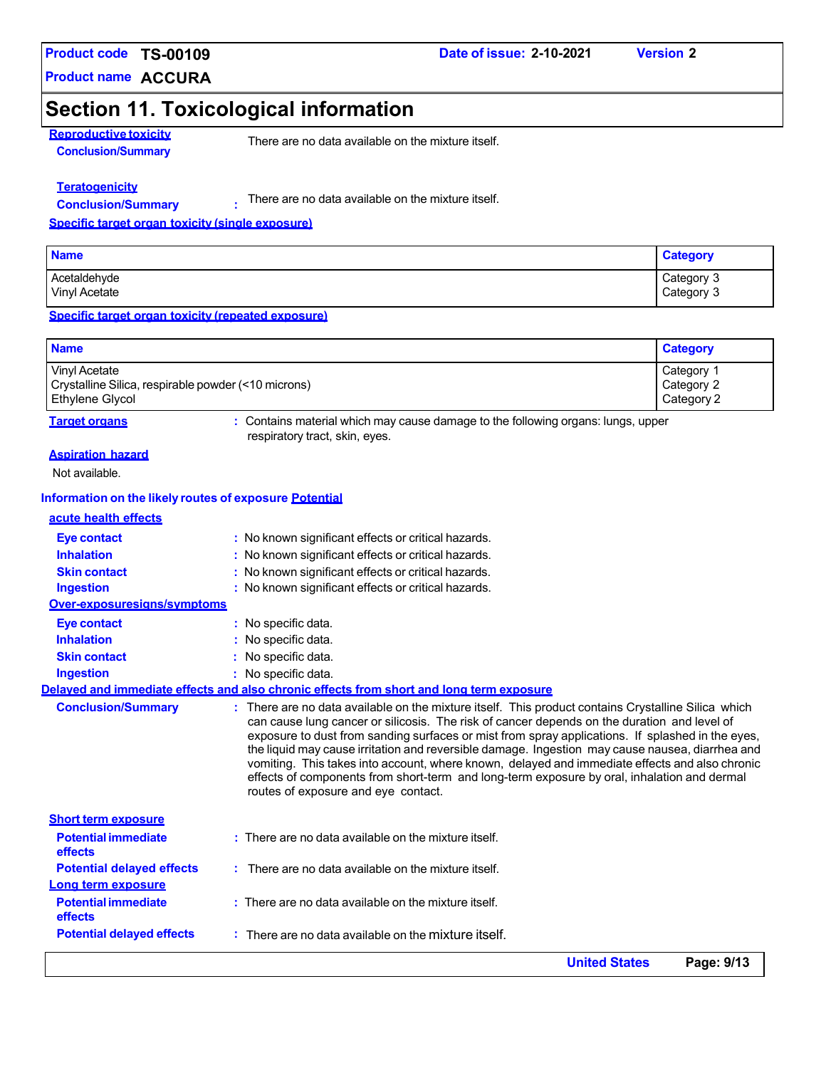# Section 11. Toxicological information

**Reproductive toxicity**

**Conclusion/Summary** There are no data available on the mixture itself.

**Teratogenicity**

**Conclusion/Summary** : There are no data available on the mixture itself.

**Specific target organ toxicity (single exposure)**

| Name | Category |
| --- | --- |
| Acetaldehyde | Category 3 |
| Vinyl Acetate | Category 3 |

**Specific target organ toxicity (repeated exposure)**

| Name | Category |
| --- | --- |
| Vinyl Acetate | Category 1 |
| Crystalline Silica, respirable powder (<10 microns) | Category 2 |
| Ethylene Glycol | Category 2 |

**Target organs** : Contains material which may cause damage to the following organs: lungs, upper respiratory tract, skin, eyes.

**Aspiration hazard**

Not available.

**Information on the likely routes of exposure Potential**

**acute health effects**

**Eye contact** : No known significant effects or critical hazards.

**Inhalation** : No known significant effects or critical hazards.

**Skin contact** : No known significant effects or critical hazards.

**Ingestion** : No known significant effects or critical hazards.

**Over-exposuresigns/symptoms**

**Eye contact** : No specific data.

**Inhalation** : No specific data.

**Skin contact** : No specific data.

**Ingestion** : No specific data.

**Delayed and immediate effects and also chronic effects from short and long term exposure**

**Conclusion/Summary** : There are no data available on the mixture itself. This product contains Crystalline Silica which can cause lung cancer or silicosis. The risk of cancer depends on the duration and level of exposure to dust from sanding surfaces or mist from spray applications. If splashed in the eyes, the liquid may cause irritation and reversible damage. Ingestion may cause nausea, diarrhea and vomiting. This takes into account, where known, delayed and immediate effects and also chronic effects of components from short-term and long-term exposure by oral, inhalation and dermal routes of exposure and eye contact.

**Short term exposure**

**Potential immediate effects** : There are no data available on the mixture itself.

**Potential delayed effects** : There are no data available on the mixture itself.

**Long term exposure**

**Potential immediate effects** : There are no data available on the mixture itself.

**Potential delayed effects** : There are no data available on the mixture itself.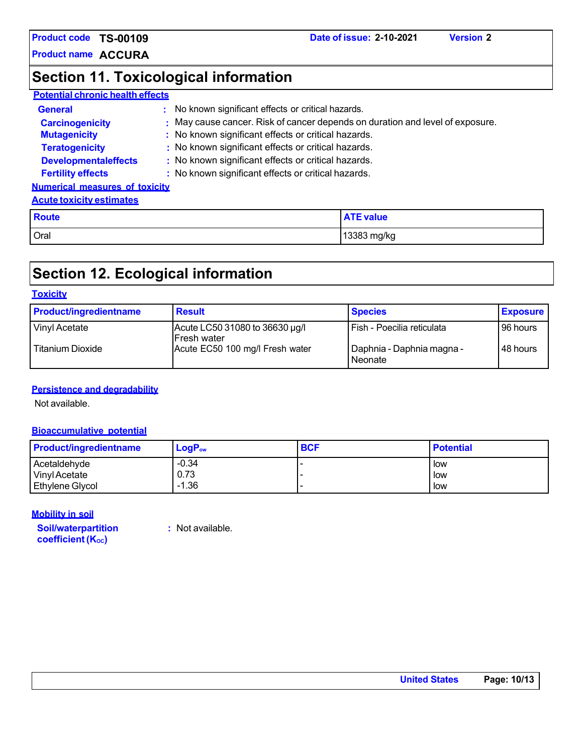## Section 11. Toxicological information

**Potential chronic health effects**

**General** : No known significant effects or critical hazards.

**Carcinogenicity** : May cause cancer. Risk of cancer depends on duration and level of exposure.

**Mutagenicity** : No known significant effects or critical hazards.

**Teratogenicity** : No known significant effects or critical hazards.

**Developmentaleffects** : No known significant effects or critical hazards.

**Fertility effects** : No known significant effects or critical hazards.

**Numerical measures of toxicity**

**Acute toxicity estimates**

| Route | ATE value |
|---|---|
| Oral | 13383 mg/kg |

## Section 12. Ecological information

**Toxicity**

| Product/ingredientname | Result | Species | Exposure |
|---|---|---|---|
| Vinyl Acetate | Acute LC50 31080 to 36630 µg/l Fresh water | Fish - Poecilia reticulata | 96 hours |
| Titanium Dioxide | Acute EC50 100 mg/l Fresh water | Daphnia - Daphnia magna - Neonate | 48 hours |

**Persistence and degradability**

Not available.

**Bioaccumulative potential**

| Product/ingredientname | $LogP_{ow}$ | BCF | Potential |
|---|---|---|---|
| Acetaldehyde | -0.34 | - | low |
| Vinyl Acetate | 0.73 | - | low |
| Ethylene Glycol | -1.36 | - | low |

**Mobility in soil**

**Soil/waterpartition coefficient ($K_{OC}$)** : Not available.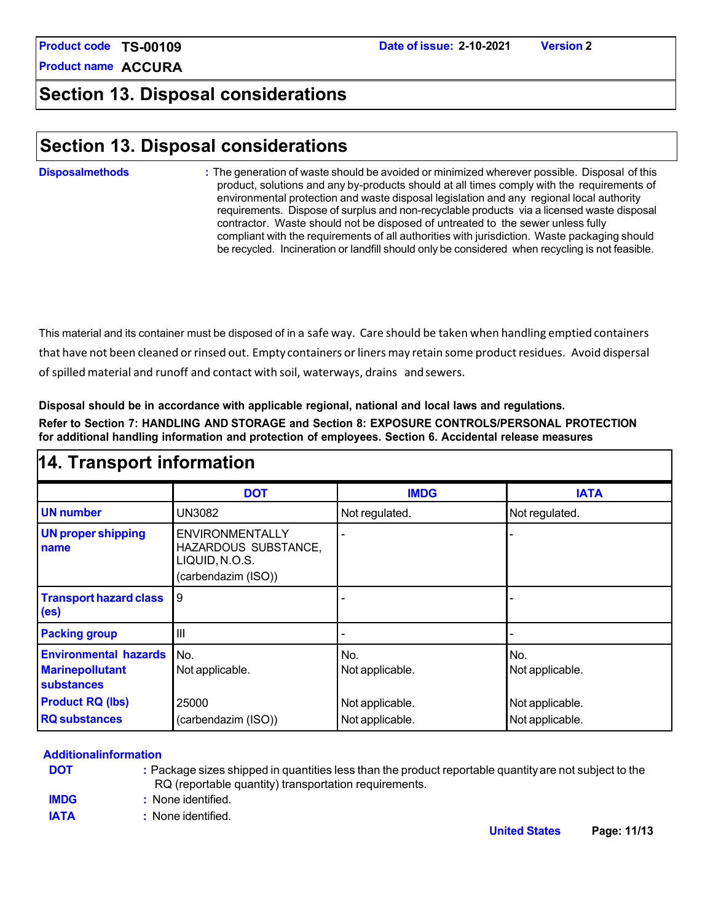## Section 13. Disposal considerations

**Disposalmethods** : The generation of waste should be avoided or minimized wherever possible. Disposal of this product, solutions and any by-products should at all times comply with the requirements of environmental protection and waste disposal legislation and any regional local authority requirements. Dispose of surplus and non-recyclable products via a licensed waste disposal contractor. Waste should not be disposed of untreated to the sewer unless fully compliant with the requirements of all authorities with jurisdiction. Waste packaging should be recycled. Incineration or landfill should only be considered when recycling is not feasible.

This material and its container must be disposed of in a safe way. Care should be taken when handling emptied containers that have not been cleaned or rinsed out. Empty containers or liners may retain some product residues. Avoid dispersal of spilled material and runoff and contact with soil, waterways, drains and sewers.

**Disposal should be in accordance with applicable regional, national and local laws and regulations.**

**Refer to Section 7: HANDLING AND STORAGE and Section 8: EXPOSURE CONTROLS/PERSONAL PROTECTION for additional handling information and protection of employees. Section 6. Accidental release measures**

## 14. Transport information

| | DOT | IMDG | IATA |
|---|---|---|---|
| UN number | UN3082 | Not regulated. | Not regulated. |
| UN proper shipping name | ENVIRONMENTALLY HAZARDOUS SUBSTANCE, LIQUID, N.O.S. (carbendazim (ISO)) | - | - |
| Transport hazard class (es) | 9 | - | - |
| Packing group | III | - | - |
| Environmental hazards | No. | No. | No. |
| Marinepollutant substances | Not applicable. | Not applicable. | Not applicable. |
| Product RQ (lbs) | 25000 | Not applicable. | Not applicable. |
| RQ substances | (carbendazim (ISO)) | Not applicable. | Not applicable. |

**Additionalinformation**

**DOT** : Package sizes shipped in quantities less than the product reportable quantity are not subject to the RQ (reportable quantity) transportation requirements.

**IMDG** : None identified.

**IATA** : None identified.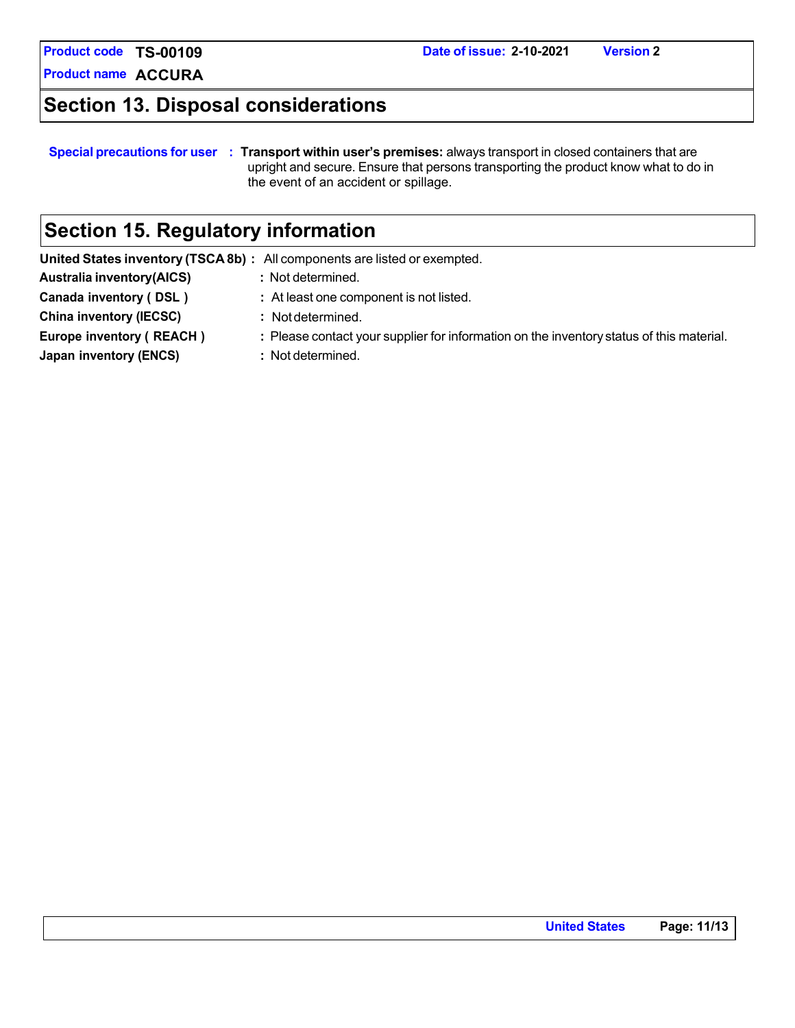## Section 13. Disposal considerations

**Special precautions for user** : **Transport within user's premises:** always transport in closed containers that are upright and secure. Ensure that persons transporting the product know what to do in the event of an accident or spillage.

## Section 15. Regulatory information

**United States inventory (TSCA 8b)** : All components are listed or exempted.

**Australia inventory(AICS)** : Not determined.

**Canada inventory ( DSL )** : At least one component is not listed.

**China inventory (IECSC)** : Not determined.

**Europe inventory ( REACH )** : Please contact your supplier for information on the inventory status of this material.

**Japan inventory (ENCS)** : Not determined.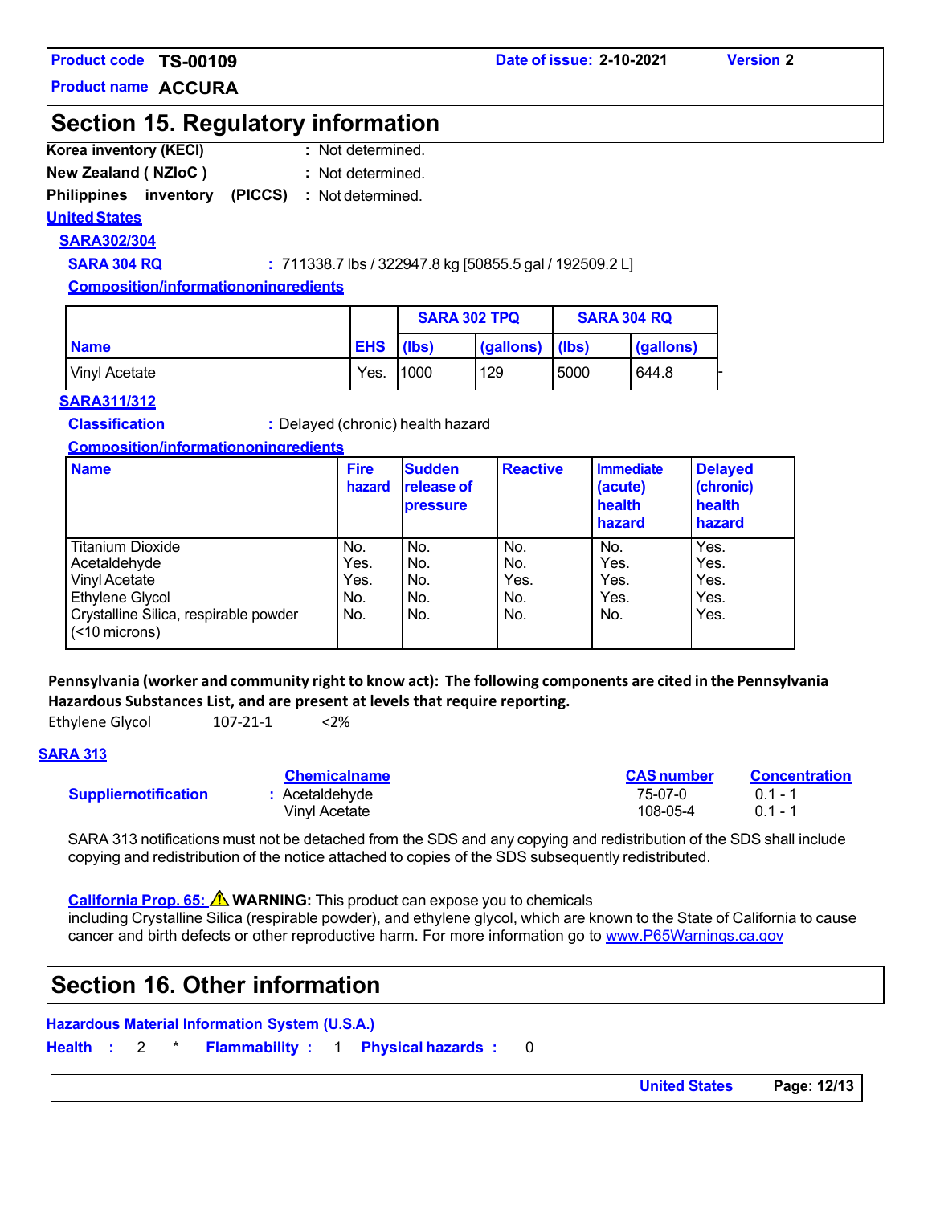## Section 15. Regulatory information

**Korea inventory (KECI)** : Not determined.

**New Zealand ( NZIoC )** : Not determined.

**Philippines inventory (PICCS)** : Not determined.

**United States**

**SARA302/304**

**SARA 304 RQ** : 711338.7 lbs / 322947.8 kg [50855.5 gal / 192509.2 L]

**Composition/informationoningredients**

| Name | EHS | SARA 302 TPQ | | SARA 304 RQ | |
|---|---|---|---|---|---|
| | | (lbs) | (gallons) | (lbs) | (gallons) |
| Vinyl Acetate | Yes. | 1000 | 129 | 5000 | 644.8 |

**SARA311/312**

**Classification** : Delayed (chronic) health hazard

**Composition/informationoningredients**

| Name | Fire hazard | Sudden release of pressure | Reactive | Immediate (acute) health hazard | Delayed (chronic) health hazard |
|---|---|---|---|---|---|
| Titanium Dioxide | No. | No. | No. | No. | Yes. |
| Acetaldehyde | Yes. | No. | No. | Yes. | Yes. |
| Vinyl Acetate | Yes. | No. | Yes. | Yes. | Yes. |
| Ethylene Glycol | No. | No. | No. | Yes. | Yes. |
| Crystalline Silica, respirable powder (<10 microns) | No. | No. | No. | No. | Yes. |

**Pennsylvania (worker and community right to know act): The following components are cited in the Pennsylvania Hazardous Substances List, and are present at levels that require reporting.**

Ethylene Glycol 107-21-1 <2%

**SARA 313**

| | Chemicalname | CAS number | Concentration |
|---|---|---|---|
| **Suppliernotification** : | Acetaldehyde | 75-07-0 | 0.1 - 1 |
| | Vinyl Acetate | 108-05-4 | 0.1 - 1 |

SARA 313 notifications must not be detached from the SDS and any copying and redistribution of the SDS shall include copying and redistribution of the notice attached to copies of the SDS subsequently redistributed.

**California Prop. 65:** ⚠ **WARNING:** This product can expose you to chemicals including Crystalline Silica (respirable powder), and ethylene glycol, which are known to the State of California to cause cancer and birth defects or other reproductive harm. For more information go to www.P65Warnings.ca.gov

## Section 16. Other information

**Hazardous Material Information System (U.S.A.)**

**Health** : 2 * **Flammability** : 1 **Physical hazards** : 0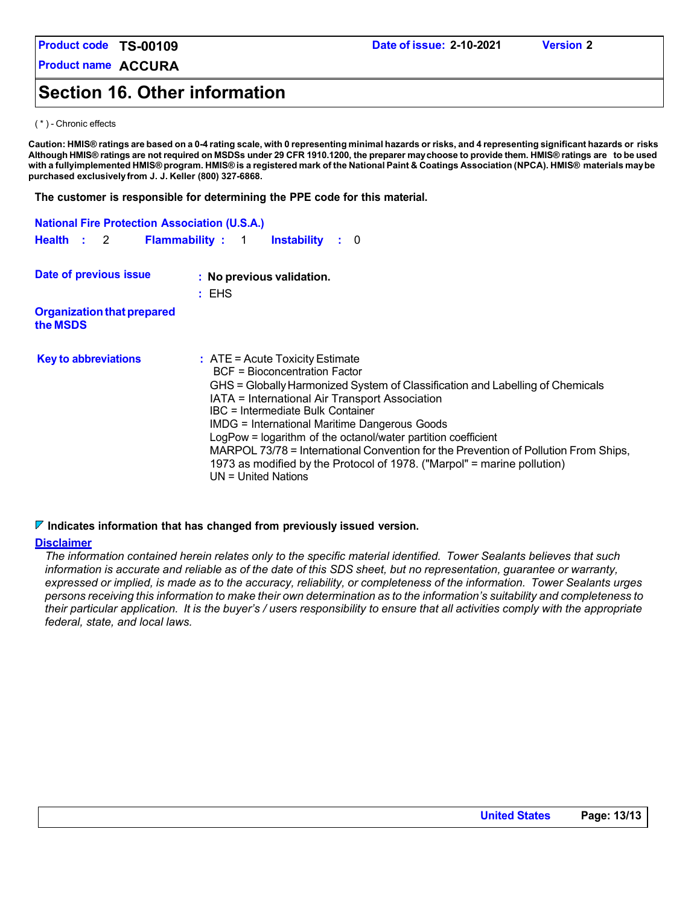# Section 16. Other information

( * ) - Chronic effects

**Caution: HMIS® ratings are based on a 0-4 rating scale, with 0 representing minimal hazards or risks, and 4 representing significant hazards or risks Although HMIS® ratings are not required on MSDSs under 29 CFR 1910.1200, the preparer may choose to provide them. HMIS® ratings are to be used with a fullyimplemented HMIS® program. HMIS® is a registered mark of the National Paint & Coatings Association (NPCA). HMIS® materials may be purchased exclusively from J. J. Keller (800) 327-6868.**

**The customer is responsible for determining the PPE code for this material.**

**National Fire Protection Association (U.S.A.)**

**Health** : 2 **Flammability** : 1 **Instability** : 0

**Date of previous issue** : **No previous validation.**

**Organization that prepared the MSDS** : EHS

**Key to abbreviations** : ATE = Acute Toxicity Estimate
BCF = Bioconcentration Factor
GHS = Globally Harmonized System of Classification and Labelling of Chemicals
IATA = International Air Transport Association
IBC = Intermediate Bulk Container
IMDG = International Maritime Dangerous Goods
LogPow = logarithm of the octanol/water partition coefficient
MARPOL 73/78 = International Convention for the Prevention of Pollution From Ships, 1973 as modified by the Protocol of 1978. ("Marpol" = marine pollution)
UN = United Nations

**Indicates information that has changed from previously issued version.**

**Disclaimer**

*The information contained herein relates only to the specific material identified. Tower Sealants believes that such information is accurate and reliable as of the date of this SDS sheet, but no representation, guarantee or warranty, expressed or implied, is made as to the accuracy, reliability, or completeness of the information. Tower Sealants urges persons receiving this information to make their own determination as to the information's suitability and completeness to their particular application. It is the buyer's / users responsibility to ensure that all activities comply with the appropriate federal, state, and local laws.*